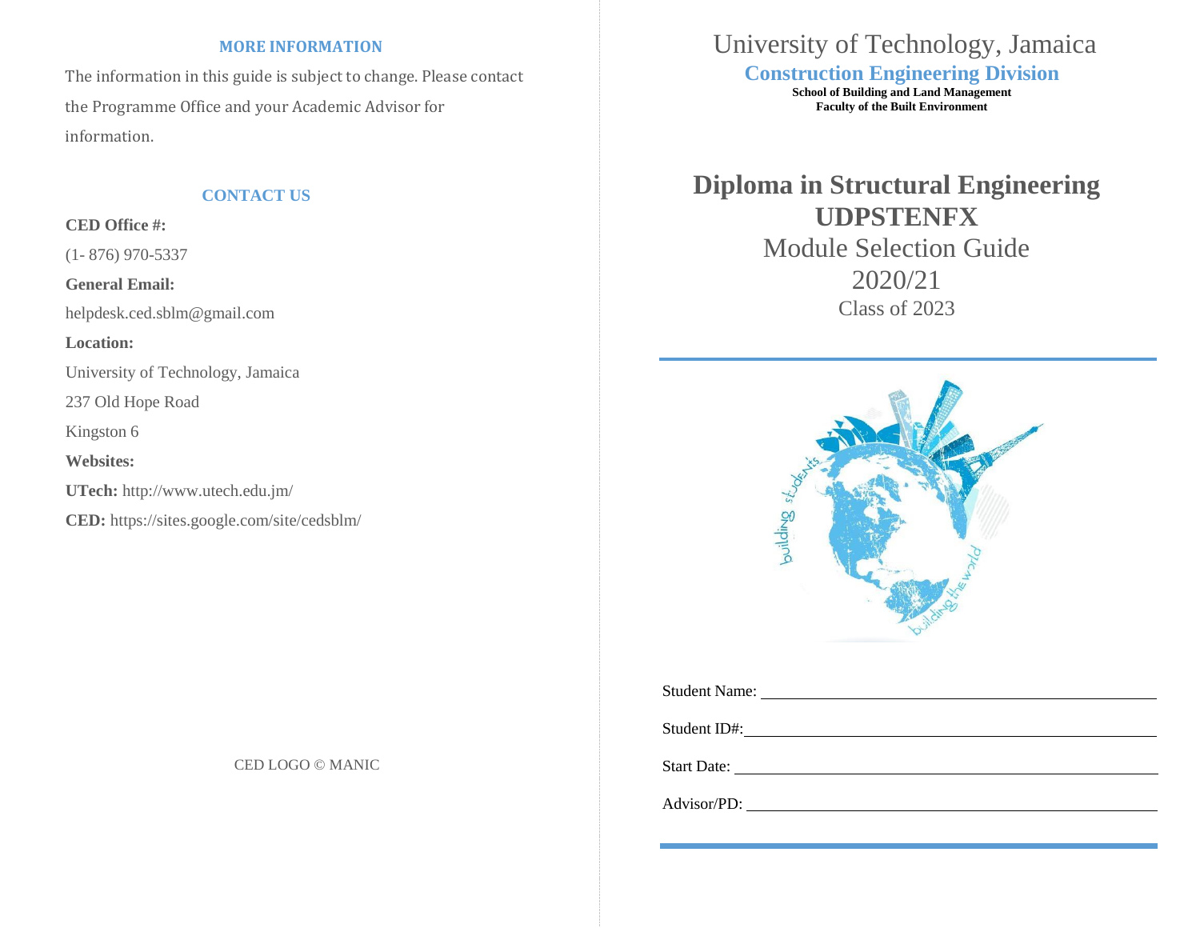## MORE INFORMATION

The information in this guide is subject to change. Please contact the Programme Office and your Academic Advisor for information.

## CONTACT US

**CED Office #:**

(1- 876) 970-5337

**General Email:**

helpdesk.ced.sblm@gmail.com

**Location:**

University of Technology, Jamaica

237 Old Hope Road

Kingston 6

**Websites:**

**UTech:** http://www.utech.edu.jm/

**CED:** https://sites.google.com/site/cedsblm/

CED LOGO © MANIC

# University of Technology, Jamaica

## Construction Engineering Division

**School of Building and Land Management**
**Faculty of the Built Environment**

# Diploma in Structural Engineering UDPSTENFX

Module Selection Guide

2020/21

Class of 2023

Student Name: ______________________________

Student ID#: ______________________________

Start Date: ______________________________

Advisor/PD: ______________________________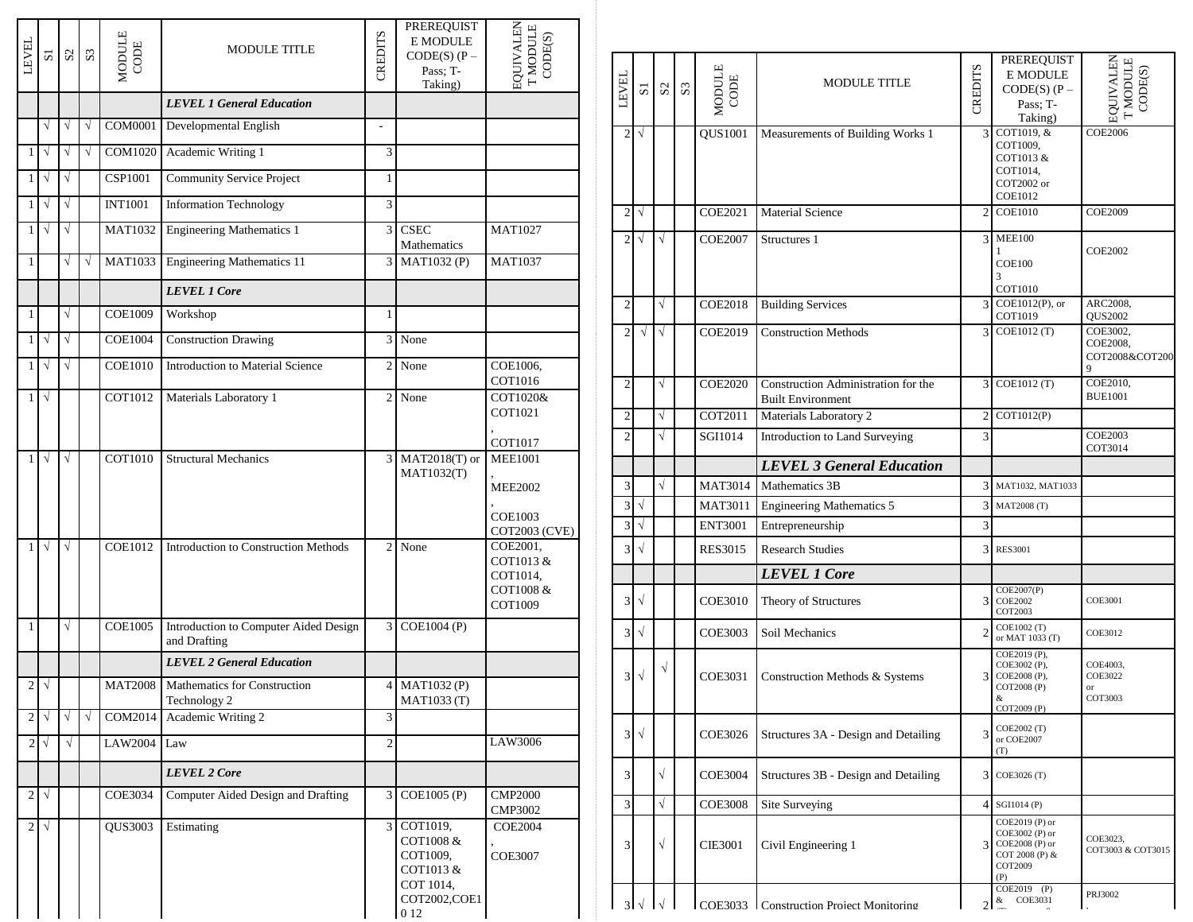| LEVEL | S1 | S2 | S3 | MODULE CODE | MODULE TITLE | CREDITS | PREREQUISITE MODULE CODE(S) (P – Pass; T-Taking) | EQUIVALENT MODULE CODE(S) |
|---|---|---|---|---|---|---|---|---|
| | | | | | ***LEVEL 1 General Education*** | | | |
| | √ | √ | √ | COM0001 | Developmental English | - | | |
| 1 | √ | √ | √ | COM1020 | Academic Writing 1 | 3 | | |
| 1 | √ | √ | | CSP1001 | Community Service Project | 1 | | |
| 1 | √ | √ | | INT1001 | Information Technology | 3 | | |
| 1 | √ | √ | | MAT1032 | Engineering Mathematics 1 | 3 | CSEC Mathematics | MAT1027 |
| 1 | | √ | √ | MAT1033 | Engineering Mathematics 11 | 3 | MAT1032 (P) | MAT1037 |
| | | | | | ***LEVEL 1 Core*** | | | |
| 1 | | √ | | COE1009 | Workshop | 1 | | |
| 1 | √ | √ | | COE1004 | Construction Drawing | 3 | None | |
| 1 | √ | √ | | COE1010 | Introduction to Material Science | 2 | None | COE1006, COT1016 |
| 1 | √ | | | COT1012 | Materials Laboratory 1 | 2 | None | COT1020& COT1021 , COT1017 |
| 1 | √ | √ | | COT1010 | Structural Mechanics | 3 | MAT2018(T) or MAT1032(T) | MEE1001 , MEE2002 , COE1003 COT2003 (CVE) |
| 1 | √ | √ | | COE1012 | Introduction to Construction Methods | 2 | None | COE2001, COT1013 & COT1014, COT1008 & COT1009 |
| 1 | | √ | | COE1005 | Introduction to Computer Aided Design and Drafting | 3 | COE1004 (P) | |
| | | | | | ***LEVEL 2 General Education*** | | | |
| 2 | √ | | | MAT2008 | Mathematics for Construction Technology 2 | 4 | MAT1032 (P) MAT1033 (T) | |
| 2 | √ | √ | √ | COM2014 | Academic Writing 2 | 3 | | |
| 2 | √ | √ | | LAW2004 | Law | 2 | | LAW3006 |
| | | | | | ***LEVEL 2 Core*** | | | |
| 2 | √ | | | COE3034 | Computer Aided Design and Drafting | 3 | COE1005 (P) | CMP2000 CMP3002 |
| 2 | √ | | | QUS3003 | Estimating | 3 | COT1019, COT1008 & COT1009, COT1013 & COT 1014, COT2002,COE1 0 12 | COE2004 , COE3007 |
| 2 | √ | | | QUS1001 | Measurements of Building Works 1 | 3 | COT1019, & COT1009, COT1013 & COT1014, COT2002 or COE1012 | COE2006 |
| 2 | √ | | | COE2021 | Material Science | 2 | COE1010 | COE2009 |
| 2 | √ | √ | | COE2007 | Structures 1 | 3 | MEE100 1 COE100 3 COT1010 | COE2002 |
| 2 | | √ | | COE2018 | Building Services | 3 | COE1012(P), or COT1019 | ARC2008, QUS2002 |
| 2 | √ | √ | | COE2019 | Construction Methods | 3 | COE1012 (T) | COE3002, COE2008, COT2008&COT2009 |
| 2 | | √ | | COE2020 | Construction Administration for the Built Environment | 3 | COE1012 (T) | COE2010, BUE1001 |
| 2 | | √ | | COT2011 | Materials Laboratory 2 | 2 | COT1012(P) | |
| 2 | | √ | | SGI1014 | Introduction to Land Surveying | 3 | | COE2003 COT3014 |
| | | | | | ***LEVEL 3 General Education*** | | | |
| 3 | | √ | | MAT3014 | Mathematics 3B | 3 | MAT1032, MAT1033 | |
| 3 | √ | | | MAT3011 | Engineering Mathematics 5 | 3 | MAT2008 (T) | |
| 3 | √ | | | ENT3001 | Entrepreneurship | 3 | | |
| 3 | √ | | | RES3015 | Research Studies | 3 | RES3001 | |
| | | | | | ***LEVEL 1 Core*** | | | |
| 3 | √ | | | COE3010 | Theory of Structures | 3 | COE2007(P) COE2002 COT2003 | COE3001 |
| 3 | √ | | | COE3003 | Soil Mechanics | 2 | COE1002 (T) or MAT 1033 (T) | COE3012 |
| 3 | √ | √ | | COE3031 | Construction Methods & Systems | 3 | COE2019 (P), COE3002 (P), COE2008 (P), COT2008 (P) & COT2009 (P) | COE4003, COE3022 or COT3003 |
| 3 | √ | | | COE3026 | Structures 3A - Design and Detailing | 3 | COE2002 (T) or COE2007 (T) | |
| 3 | | √ | | COE3004 | Structures 3B - Design and Detailing | 3 | COE3026 (T) | |
| 3 | | √ | | COE3008 | Site Surveying | 4 | SGI1014 (P) | |
| 3 | | √ | | CIE3001 | Civil Engineering 1 | 3 | COE2019 (P) or COE3002 (P) or COE2008 (P) or COT 2008 (P) & COT2009 (P) | COE3023, COT3003 & COT3015 |
| 3 | √ | √ | | COE3033 | Construction Project Monitoring | 2 | COE2019 (P) & COE3031 | PRJ3002 |